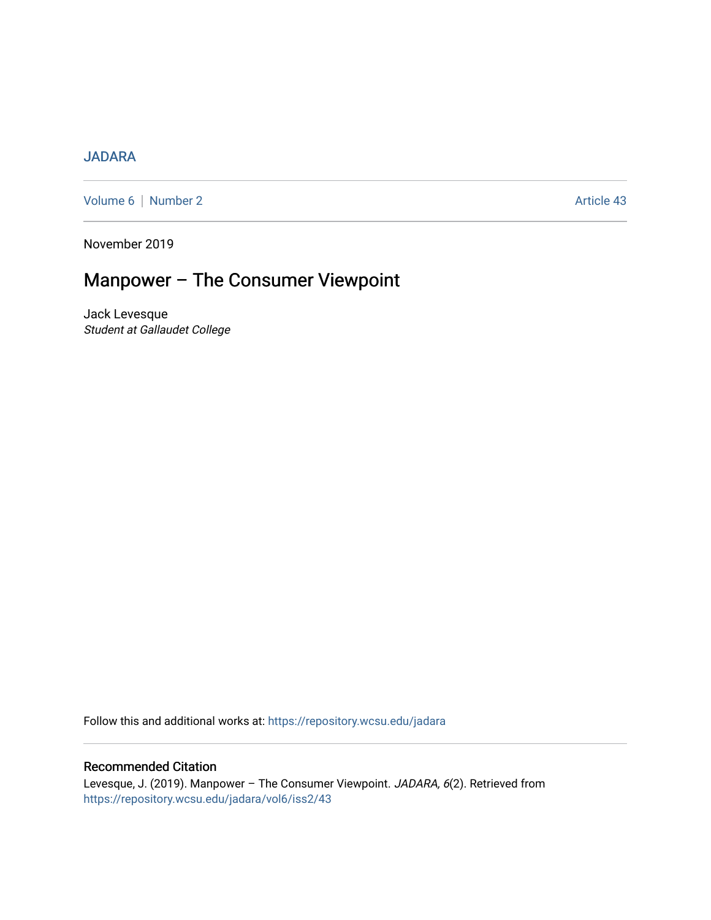JADARA

Volume 6 | Number 2 Article 43

November 2019

# Manpower – The Consumer Viewpoint

Jack Levesque
*Student at Gallaudet College*

Follow this and additional works at: https://repository.wcsu.edu/jadara

## Recommended Citation

Levesque, J. (2019). Manpower – The Consumer Viewpoint. *JADARA, 6*(2). Retrieved from https://repository.wcsu.edu/jadara/vol6/iss2/43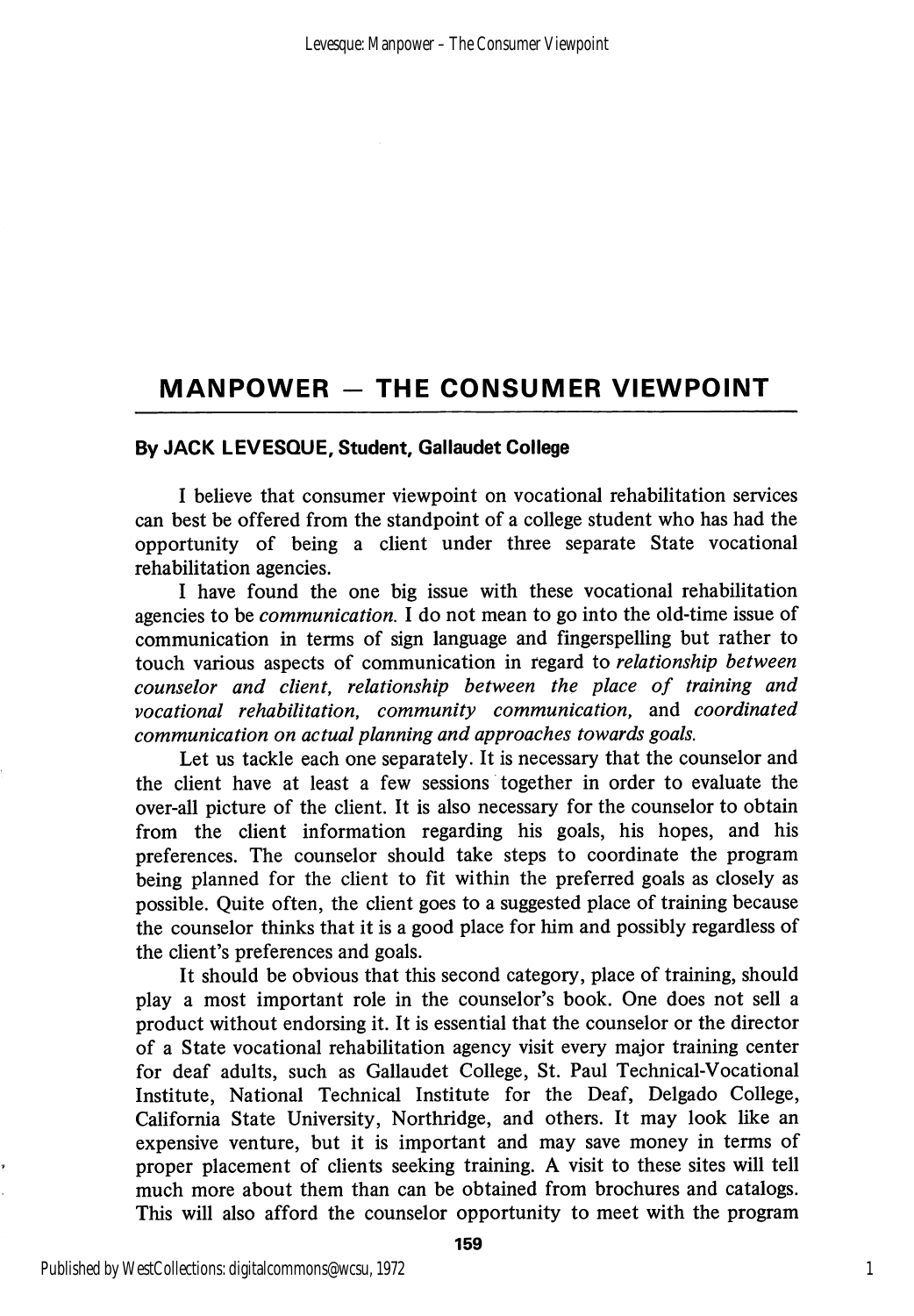## MANPOWER – THE CONSUMER VIEWPOINT

**By JACK LEVESQUE, Student, Gallaudet College**

I believe that consumer viewpoint on vocational rehabilitation services can best be offered from the standpoint of a college student who has had the opportunity of being a client under three separate State vocational rehabilitation agencies.

I have found the one big issue with these vocational rehabilitation agencies to be *communication.* I do not mean to go into the old-time issue of communication in terms of sign language and fingerspelling but rather to touch various aspects of communication in regard to *relationship between counselor and client, relationship between the place of training and vocational rehabilitation, community communication,* and *coordinated communication on actual planning and approaches towards goals.*

Let us tackle each one separately. It is necessary that the counselor and the client have at least a few sessions together in order to evaluate the over-all picture of the client. It is also necessary for the counselor to obtain from the client information regarding his goals, his hopes, and his preferences. The counselor should take steps to coordinate the program being planned for the client to fit within the preferred goals as closely as possible. Quite often, the client goes to a suggested place of training because the counselor thinks that it is a good place for him and possibly regardless of the client's preferences and goals.

It should be obvious that this second category, place of training, should play a most important role in the counselor's book. One does not sell a product without endorsing it. It is essential that the counselor or the director of a State vocational rehabilitation agency visit every major training center for deaf adults, such as Gallaudet College, St. Paul Technical-Vocational Institute, National Technical Institute for the Deaf, Delgado College, California State University, Northridge, and others. It may look like an expensive venture, but it is important and may save money in terms of proper placement of clients seeking training. A visit to these sites will tell much more about them than can be obtained from brochures and catalogs. This will also afford the counselor opportunity to meet with the program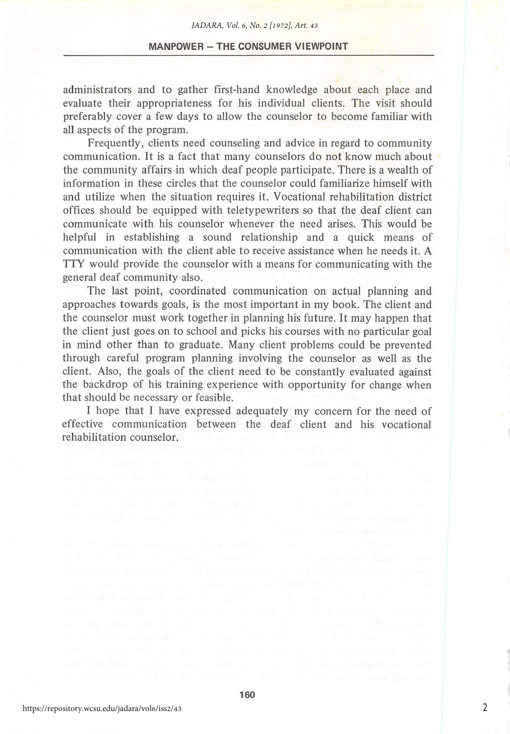administrators and to gather first-hand knowledge about each place and evaluate their appropriateness for his individual clients. The visit should preferably cover a few days to allow the counselor to become familiar with all aspects of the program.

Frequently, clients need counseling and advice in regard to community communication. It is a fact that many counselors do not know much about the community affairs in which deaf people participate. There is a wealth of information in these circles that the counselor could familiarize himself with and utilize when the situation requires it. Vocational rehabilitation district offices should be equipped with teletypewriters so that the deaf client can communicate with his counselor whenever the need arises. This would be helpful in establishing a sound relationship and a quick means of communication with the client able to receive assistance when he needs it. A TTY would provide the counselor with a means for communicating with the general deaf community also.

The last point, coordinated communication on actual planning and approaches towards goals, is the most important in my book. The client and the counselor must work together in planning his future. It may happen that the client just goes on to school and picks his courses with no particular goal in mind other than to graduate. Many client problems could be prevented through careful program planning involving the counselor as well as the client. Also, the goals of the client need to be constantly evaluated against the backdrop of his training experience with opportunity for change when that should be necessary or feasible.

I hope that I have expressed adequately my concern for the need of effective communication between the deaf client and his vocational rehabilitation counselor.